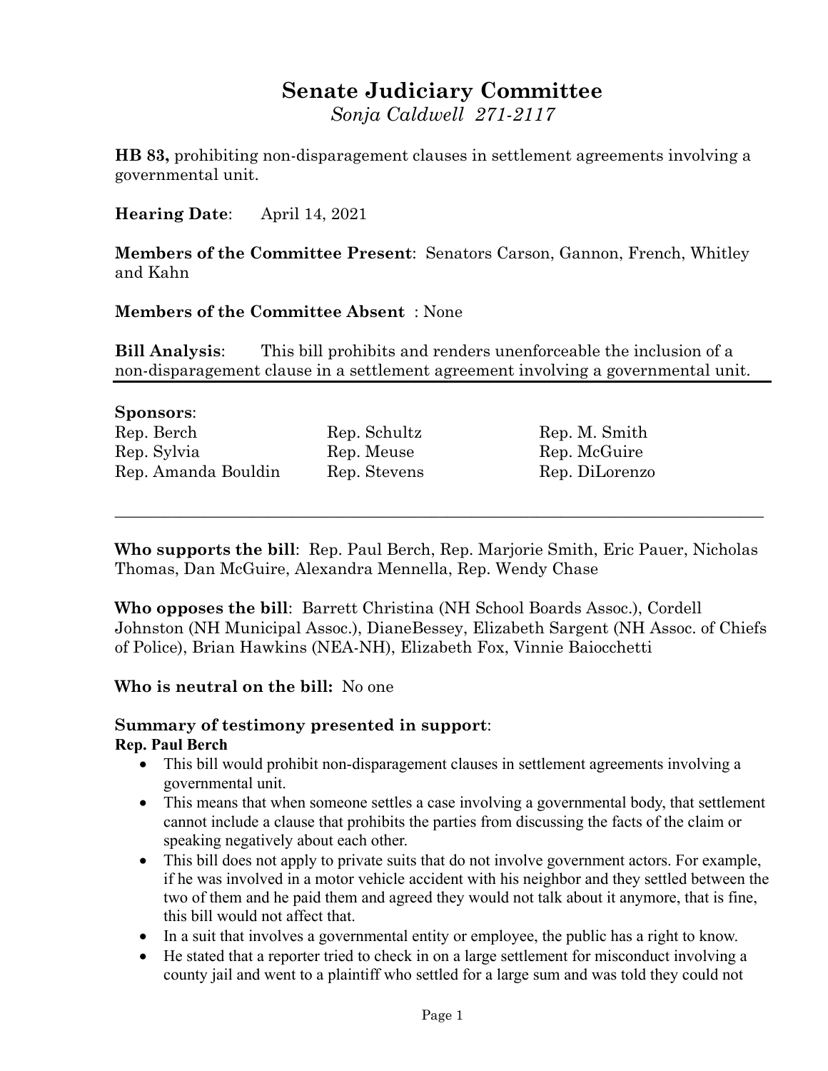# Senate Judiciary Committee

*Sonja Caldwell 271-2117*

**HB 83,** prohibiting non-disparagement clauses in settlement agreements involving a governmental unit.

**Hearing Date**: April 14, 2021

**Members of the Committee Present**: Senators Carson, Gannon, French, Whitley and Kahn

**Members of the Committee Absent** : None

**Bill Analysis**: This bill prohibits and renders unenforceable the inclusion of a non-disparagement clause in a settlement agreement involving a governmental unit.

---

**Sponsors**:

| | | |
|---|---|---|
| Rep. Berch | Rep. Schultz | Rep. M. Smith |
| Rep. Sylvia | Rep. Meuse | Rep. McGuire |
| Rep. Amanda Bouldin | Rep. Stevens | Rep. DiLorenzo |

---

**Who supports the bill**: Rep. Paul Berch, Rep. Marjorie Smith, Eric Pauer, Nicholas Thomas, Dan McGuire, Alexandra Mennella, Rep. Wendy Chase

**Who opposes the bill**: Barrett Christina (NH School Boards Assoc.), Cordell Johnston (NH Municipal Assoc.), DianeBessey, Elizabeth Sargent (NH Assoc. of Chiefs of Police), Brian Hawkins (NEA-NH), Elizabeth Fox, Vinnie Baiocchetti

**Who is neutral on the bill:** No one

**Summary of testimony presented in support**:

**Rep. Paul Berch**

- This bill would prohibit non-disparagement clauses in settlement agreements involving a governmental unit.
- This means that when someone settles a case involving a governmental body, that settlement cannot include a clause that prohibits the parties from discussing the facts of the claim or speaking negatively about each other.
- This bill does not apply to private suits that do not involve government actors. For example, if he was involved in a motor vehicle accident with his neighbor and they settled between the two of them and he paid them and agreed they would not talk about it anymore, that is fine, this bill would not affect that.
- In a suit that involves a governmental entity or employee, the public has a right to know.
- He stated that a reporter tried to check in on a large settlement for misconduct involving a county jail and went to a plaintiff who settled for a large sum and was told they could not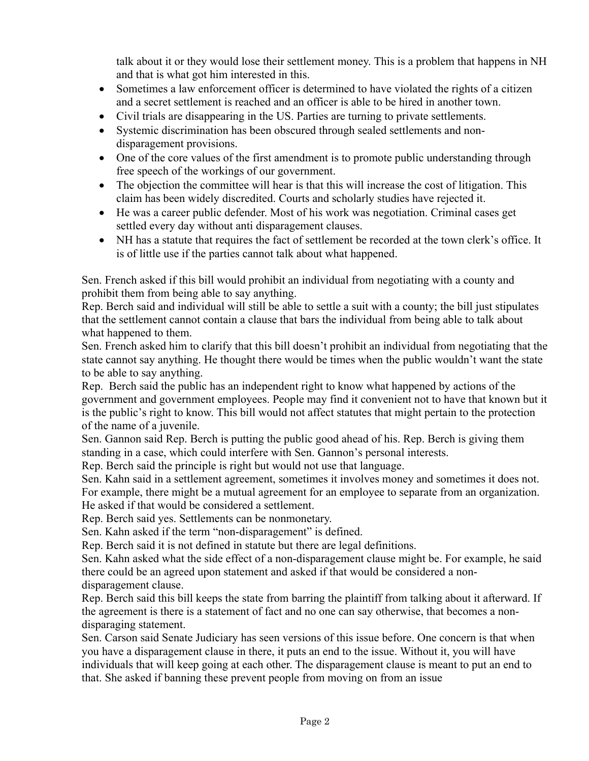talk about it or they would lose their settlement money. This is a problem that happens in NH and that is what got him interested in this.

- Sometimes a law enforcement officer is determined to have violated the rights of a citizen and a secret settlement is reached and an officer is able to be hired in another town.
- Civil trials are disappearing in the US. Parties are turning to private settlements.
- Systemic discrimination has been obscured through sealed settlements and non-disparagement provisions.
- One of the core values of the first amendment is to promote public understanding through free speech of the workings of our government.
- The objection the committee will hear is that this will increase the cost of litigation. This claim has been widely discredited. Courts and scholarly studies have rejected it.
- He was a career public defender. Most of his work was negotiation. Criminal cases get settled every day without anti disparagement clauses.
- NH has a statute that requires the fact of settlement be recorded at the town clerk's office. It is of little use if the parties cannot talk about what happened.

Sen. French asked if this bill would prohibit an individual from negotiating with a county and prohibit them from being able to say anything.
Rep. Berch said and individual will still be able to settle a suit with a county; the bill just stipulates that the settlement cannot contain a clause that bars the individual from being able to talk about what happened to them.
Sen. French asked him to clarify that this bill doesn't prohibit an individual from negotiating that the state cannot say anything. He thought there would be times when the public wouldn't want the state to be able to say anything.
Rep. Berch said the public has an independent right to know what happened by actions of the government and government employees. People may find it convenient not to have that known but it is the public's right to know. This bill would not affect statutes that might pertain to the protection of the name of a juvenile.
Sen. Gannon said Rep. Berch is putting the public good ahead of his. Rep. Berch is giving them standing in a case, which could interfere with Sen. Gannon's personal interests.
Rep. Berch said the principle is right but would not use that language.
Sen. Kahn said in a settlement agreement, sometimes it involves money and sometimes it does not. For example, there might be a mutual agreement for an employee to separate from an organization. He asked if that would be considered a settlement.
Rep. Berch said yes. Settlements can be nonmonetary.
Sen. Kahn asked if the term "non-disparagement" is defined.
Rep. Berch said it is not defined in statute but there are legal definitions.
Sen. Kahn asked what the side effect of a non-disparagement clause might be. For example, he said there could be an agreed upon statement and asked if that would be considered a non-disparagement clause.
Rep. Berch said this bill keeps the state from barring the plaintiff from talking about it afterward. If the agreement is there is a statement of fact and no one can say otherwise, that becomes a non-disparaging statement.
Sen. Carson said Senate Judiciary has seen versions of this issue before. One concern is that when you have a disparagement clause in there, it puts an end to the issue. Without it, you will have individuals that will keep going at each other. The disparagement clause is meant to put an end to that. She asked if banning these prevent people from moving on from an issue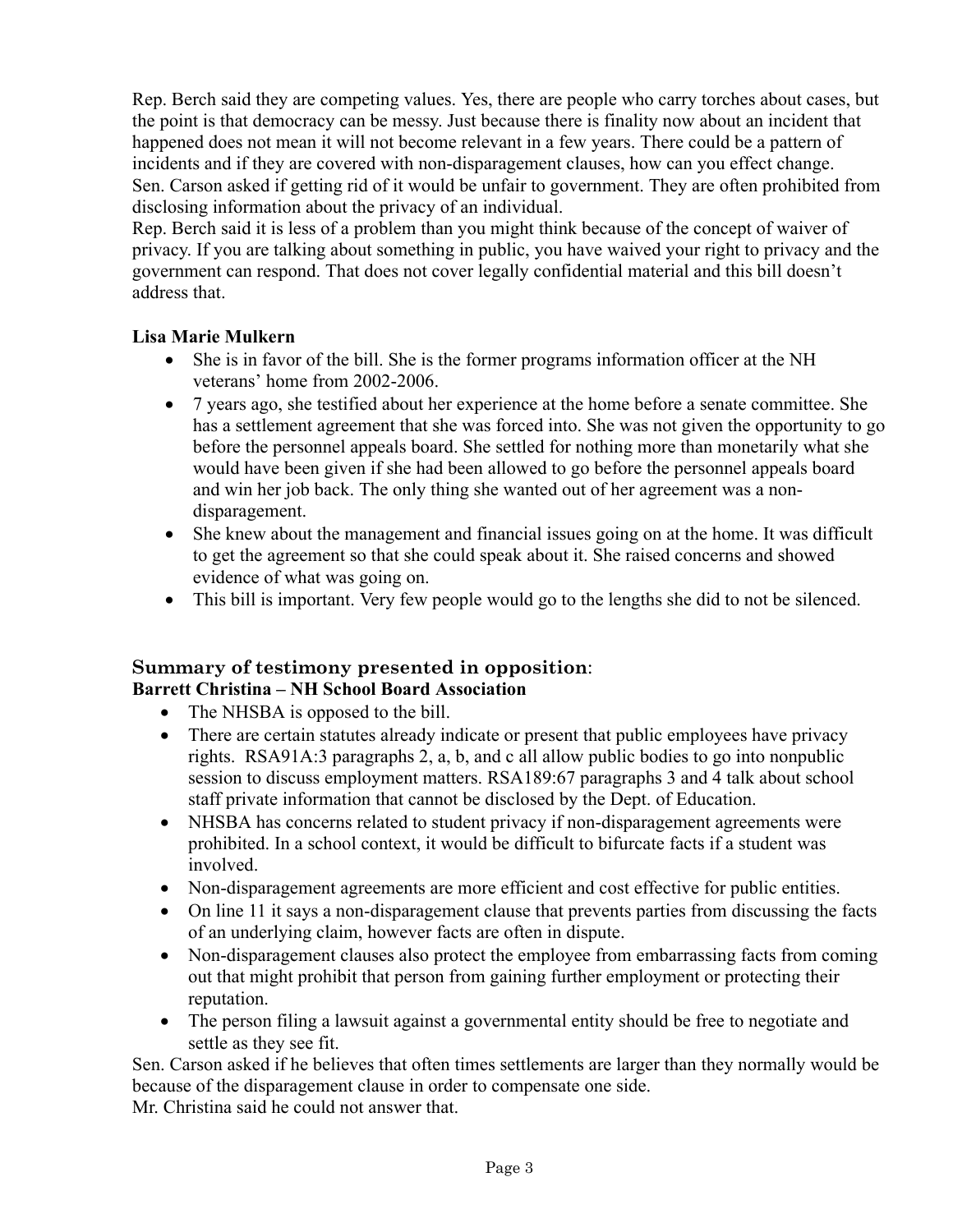Rep. Berch said they are competing values. Yes, there are people who carry torches about cases, but the point is that democracy can be messy. Just because there is finality now about an incident that happened does not mean it will not become relevant in a few years. There could be a pattern of incidents and if they are covered with non-disparagement clauses, how can you effect change.
Sen. Carson asked if getting rid of it would be unfair to government. They are often prohibited from disclosing information about the privacy of an individual.
Rep. Berch said it is less of a problem than you might think because of the concept of waiver of privacy. If you are talking about something in public, you have waived your right to privacy and the government can respond. That does not cover legally confidential material and this bill doesn't address that.

**Lisa Marie Mulkern**

- She is in favor of the bill. She is the former programs information officer at the NH veterans' home from 2002-2006.
- 7 years ago, she testified about her experience at the home before a senate committee. She has a settlement agreement that she was forced into. She was not given the opportunity to go before the personnel appeals board. She settled for nothing more than monetarily what she would have been given if she had been allowed to go before the personnel appeals board and win her job back. The only thing she wanted out of her agreement was a non-disparagement.
- She knew about the management and financial issues going on at the home. It was difficult to get the agreement so that she could speak about it. She raised concerns and showed evidence of what was going on.
- This bill is important. Very few people would go to the lengths she did to not be silenced.

## Summary of testimony presented in opposition:

**Barrett Christina – NH School Board Association**

- The NHSBA is opposed to the bill.
- There are certain statutes already indicate or present that public employees have privacy rights. RSA91A:3 paragraphs 2, a, b, and c all allow public bodies to go into nonpublic session to discuss employment matters. RSA189:67 paragraphs 3 and 4 talk about school staff private information that cannot be disclosed by the Dept. of Education.
- NHSBA has concerns related to student privacy if non-disparagement agreements were prohibited. In a school context, it would be difficult to bifurcate facts if a student was involved.
- Non-disparagement agreements are more efficient and cost effective for public entities.
- On line 11 it says a non-disparagement clause that prevents parties from discussing the facts of an underlying claim, however facts are often in dispute.
- Non-disparagement clauses also protect the employee from embarrassing facts from coming out that might prohibit that person from gaining further employment or protecting their reputation.
- The person filing a lawsuit against a governmental entity should be free to negotiate and settle as they see fit.

Sen. Carson asked if he believes that often times settlements are larger than they normally would be because of the disparagement clause in order to compensate one side.
Mr. Christina said he could not answer that.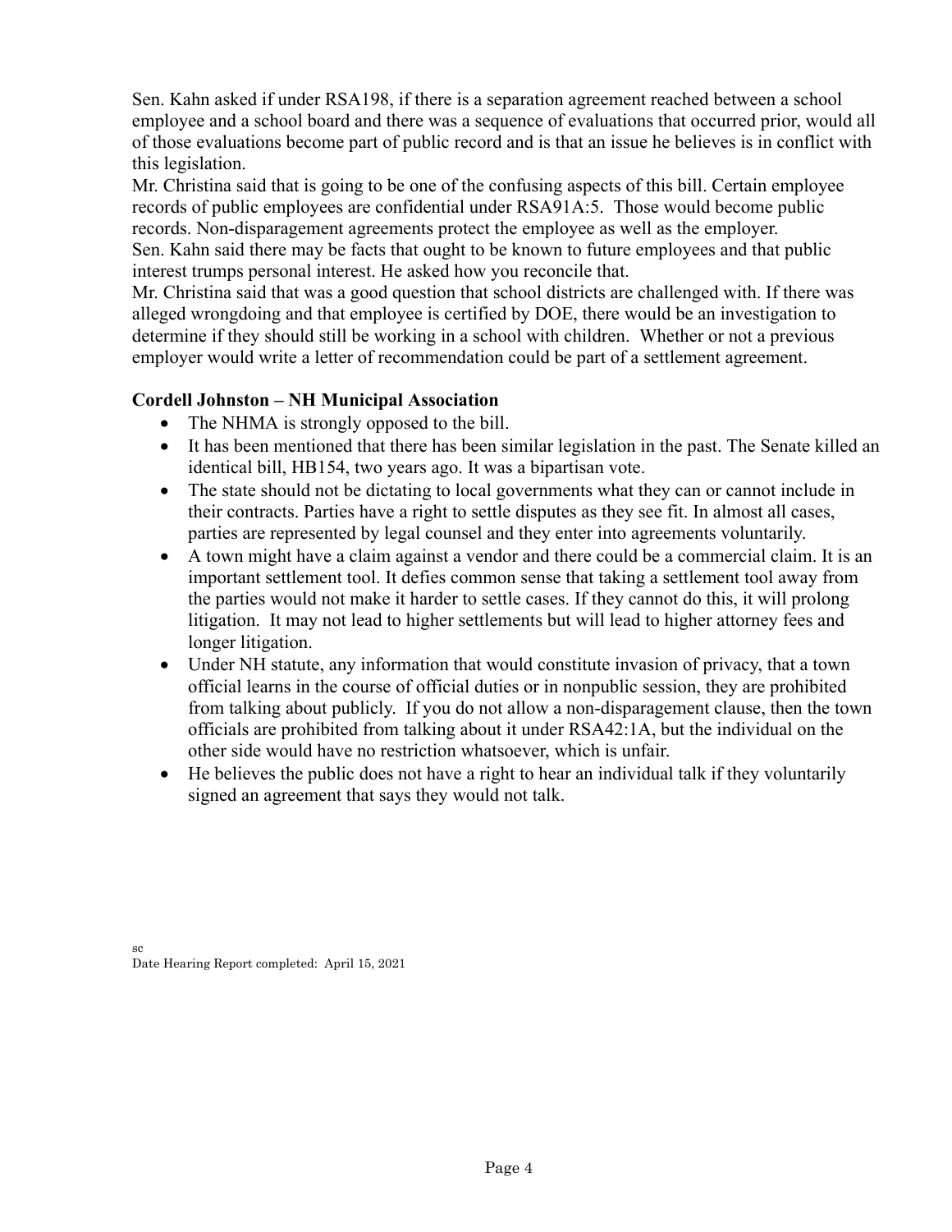Sen. Kahn asked if under RSA198, if there is a separation agreement reached between a school employee and a school board and there was a sequence of evaluations that occurred prior, would all of those evaluations become part of public record and is that an issue he believes is in conflict with this legislation.

Mr. Christina said that is going to be one of the confusing aspects of this bill. Certain employee records of public employees are confidential under RSA91A:5. Those would become public records. Non-disparagement agreements protect the employee as well as the employer.

Sen. Kahn said there may be facts that ought to be known to future employees and that public interest trumps personal interest. He asked how you reconcile that.

Mr. Christina said that was a good question that school districts are challenged with. If there was alleged wrongdoing and that employee is certified by DOE, there would be an investigation to determine if they should still be working in a school with children. Whether or not a previous employer would write a letter of recommendation could be part of a settlement agreement.

**Cordell Johnston – NH Municipal Association**

- The NHMA is strongly opposed to the bill.
- It has been mentioned that there has been similar legislation in the past. The Senate killed an identical bill, HB154, two years ago. It was a bipartisan vote.
- The state should not be dictating to local governments what they can or cannot include in their contracts. Parties have a right to settle disputes as they see fit. In almost all cases, parties are represented by legal counsel and they enter into agreements voluntarily.
- A town might have a claim against a vendor and there could be a commercial claim. It is an important settlement tool. It defies common sense that taking a settlement tool away from the parties would not make it harder to settle cases. If they cannot do this, it will prolong litigation. It may not lead to higher settlements but will lead to higher attorney fees and longer litigation.
- Under NH statute, any information that would constitute invasion of privacy, that a town official learns in the course of official duties or in nonpublic session, they are prohibited from talking about publicly. If you do not allow a non-disparagement clause, then the town officials are prohibited from talking about it under RSA42:1A, but the individual on the other side would have no restriction whatsoever, which is unfair.
- He believes the public does not have a right to hear an individual talk if they voluntarily signed an agreement that says they would not talk.

sc

Date Hearing Report completed: April 15, 2021